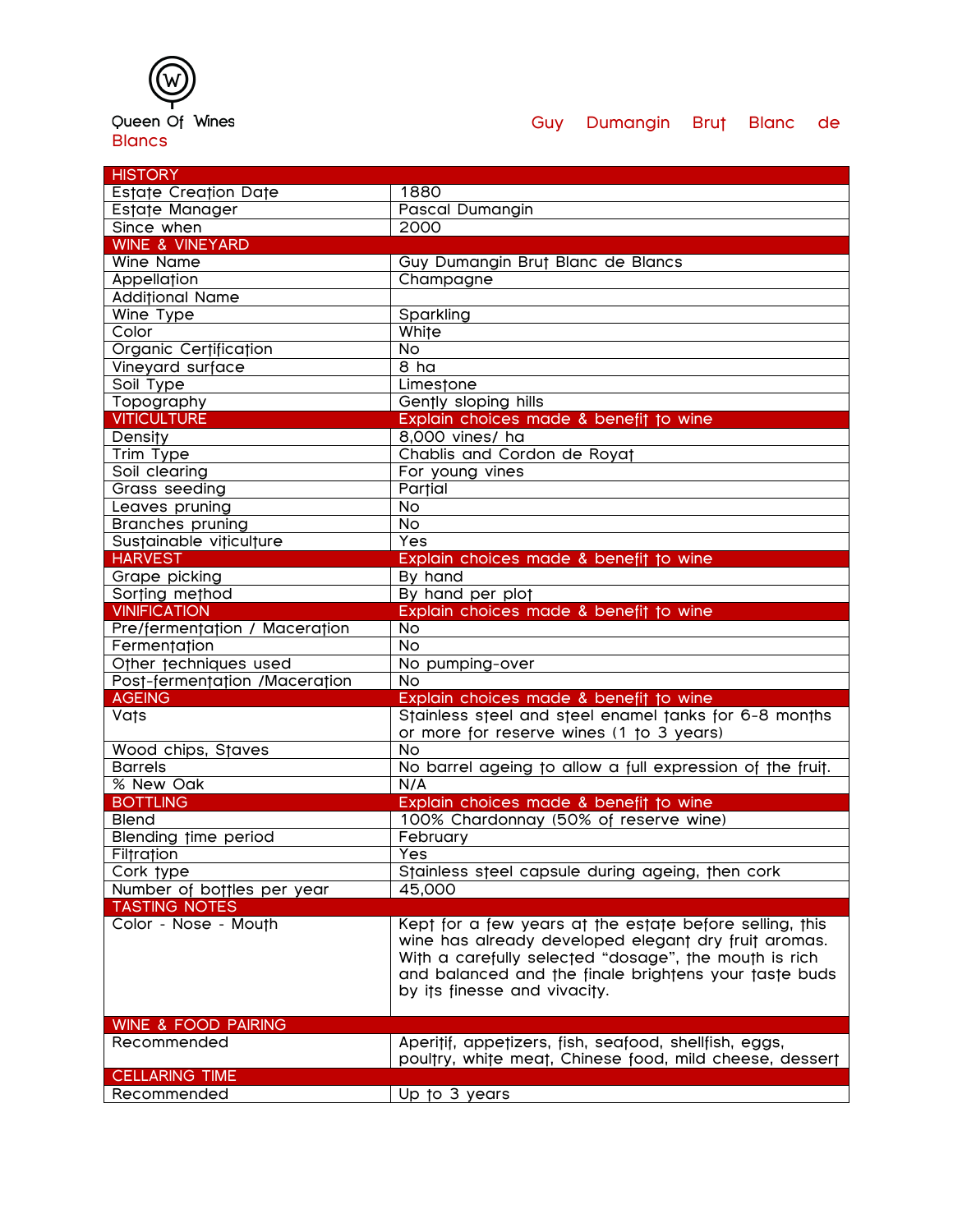Queen Of Wines

# Guy Dumangin Brut Blanc de Blancs

| HISTORY | |
|---|---|
| Estate Creation Date | 1880 |
| Estate Manager | Pascal Dumangin |
| Since when | 2000 |
| **WINE & VINEYARD** | |
| Wine Name | Guy Dumangin Brut Blanc de Blancs |
| Appellation | Champagne |
| Additional Name | |
| Wine Type | Sparkling |
| Color | White |
| Organic Certification | No |
| Vineyard surface | 8 ha |
| Soil Type | Limestone |
| Topography | Gently sloping hills |
| **VITICULTURE** | **Explain choices made & benefit to wine** |
| Density | 8,000 vines/ ha |
| Trim Type | Chablis and Cordon de Royat |
| Soil clearing | For young vines |
| Grass seeding | Partial |
| Leaves pruning | No |
| Branches pruning | No |
| Sustainable viticulture | Yes |
| **HARVEST** | **Explain choices made & benefit to wine** |
| Grape picking | By hand |
| Sorting method | By hand per plot |
| **VINIFICATION** | **Explain choices made & benefit to wine** |
| Pre/fermentation / Maceration | No |
| Fermentation | No |
| Other techniques used | No pumping-over |
| Post-fermentation /Maceration | No |
| **AGEING** | **Explain choices made & benefit to wine** |
| Vats | Stainless steel and steel enamel tanks for 6-8 months or more for reserve wines (1 to 3 years) |
| Wood chips, Staves | No |
| Barrels | No barrel ageing to allow a full expression of the fruit. |
| % New Oak | N/A |
| **BOTTLING** | **Explain choices made & benefit to wine** |
| Blend | 100% Chardonnay (50% of reserve wine) |
| Blending time period | February |
| Filtration | Yes |
| Cork type | Stainless steel capsule during ageing, then cork |
| Number of bottles per year | 45,000 |
| **TASTING NOTES** | |
| Color - Nose - Mouth | Kept for a few years at the estate before selling, this wine has already developed elegant dry fruit aromas. With a carefully selected “dosage”, the mouth is rich and balanced and the finale brightens your taste buds by its finesse and vivacity. |
| **WINE & FOOD PAIRING** | |
| Recommended | Aperitif, appetizers, fish, seafood, shellfish, eggs, poultry, white meat, Chinese food, mild cheese, dessert |
| **CELLARING TIME** | |
| Recommended | Up to 3 years |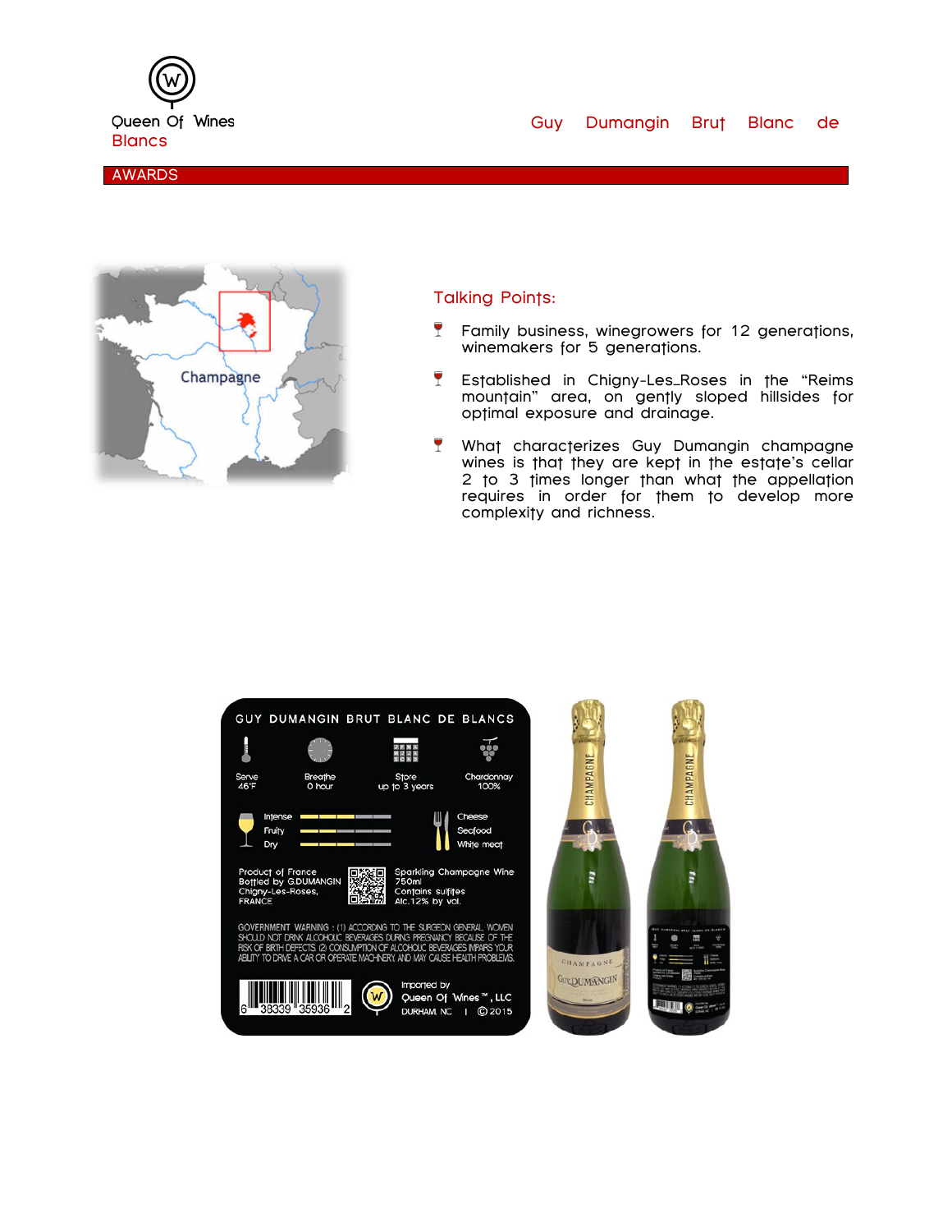Queen Of Wines

Guy Dumangin Brut Blanc de Blancs

## AWARDS

Champagne

### Talking Points:

- Family business, winegrowers for 12 generations, winemakers for 5 generations.
- Established in Chigny-Les_Roses in the “Reims mountain” area, on gently sloped hillsides for optimal exposure and drainage.
- What characterizes Guy Dumangin champagne wines is that they are kept in the estate’s cellar 2 to 3 times longer than what the appellation requires in order for them to develop more complexity and richness.

GUY DUMANGIN BRUT BLANC DE BLANCS

Serve 46°F

Breathe 0 hour

Store up to 3 years

Chardonnay 100%

Intense

Fruity

Dry

Cheese

Seafood

White meat

Product of France
Bottled by G.DUMANGIN
Chigny-Les-Roses,
FRANCE

Sparkling Champagne Wine
750ml
Contains sulfites
Alc.12% by vol.

GOVERNMENT WARNING : (1) ACCORDING TO THE SURGEON GENERAL, WOMEN SHOULD NOT DRINK ALCOHOLIC BEVERAGES DURING PREGNANCY BECAUSE OF THE RISK OF BIRTH DEFECTS. (2) CONSUMPTION OF ALCOHOLIC BEVERAGES IMPAIRS YOUR ABILITY TO DRIVE A CAR OR OPERATE MACHINERY AND MAY CAUSE HEALTH PROBLEMS.

6 38339 35936 2

Imported by
Queen Of Wines™, LLC
DURHAM, NC | ©2015